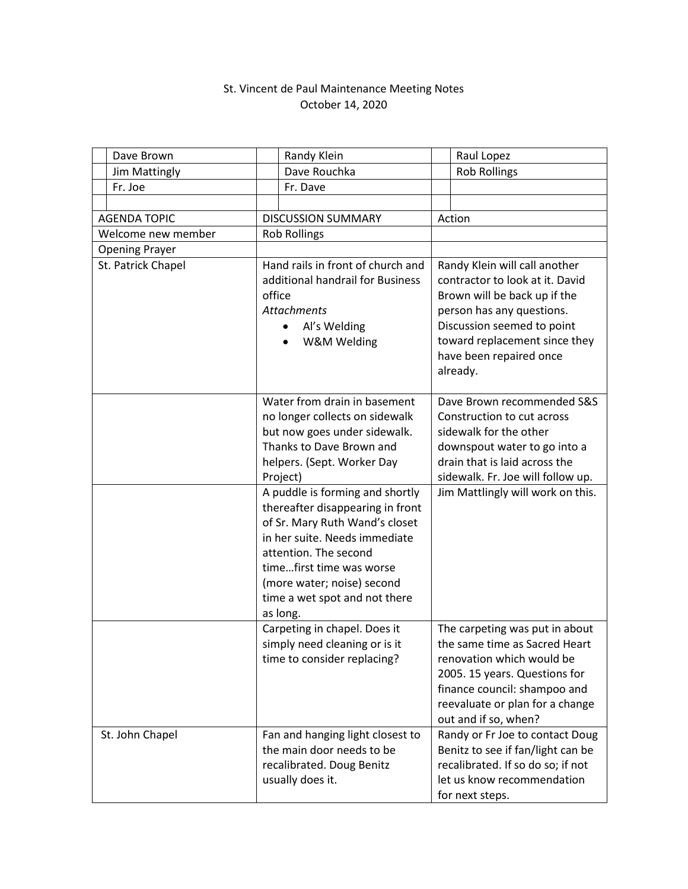St. Vincent de Paul Maintenance Meeting Notes
October 14, 2020

| | | |
|---|---|---|
| Dave Brown | Randy Klein | Raul Lopez |
| Jim Mattingly | Dave Rouchka | Rob Rollings |
| Fr. Joe | Fr. Dave | |

| AGENDA TOPIC | DISCUSSION SUMMARY | Action |
|---|---|---|
| Welcome new member | Rob Rollings | |
| Opening Prayer | | |
| St. Patrick Chapel | Hand rails in front of church and additional handrail for Business office<br>*Attachments*<br>• Al's Welding<br>• W&M Welding | Randy Klein will call another contractor to look at it. David Brown will be back up if the person has any questions. Discussion seemed to point toward replacement since they have been repaired once already. |
| | Water from drain in basement no longer collects on sidewalk but now goes under sidewalk. Thanks to Dave Brown and helpers. (Sept. Worker Day Project) | Dave Brown recommended S&S Construction to cut across sidewalk for the other downspout water to go into a drain that is laid across the sidewalk. Fr. Joe will follow up. |
| | A puddle is forming and shortly thereafter disappearing in front of Sr. Mary Ruth Wand's closet in her suite. Needs immediate attention. The second time…first time was worse (more water; noise) second time a wet spot and not there as long. | Jim Mattlingly will work on this. |
| | Carpeting in chapel. Does it simply need cleaning or is it time to consider replacing? | The carpeting was put in about the same time as Sacred Heart renovation which would be 2005. 15 years. Questions for finance council: shampoo and reevaluate or plan for a change out and if so, when? |
| St. John Chapel | Fan and hanging light closest to the main door needs to be recalibrated. Doug Benitz usually does it. | Randy or Fr Joe to contact Doug Benitz to see if fan/light can be recalibrated. If so do so; if not let us know recommendation for next steps. |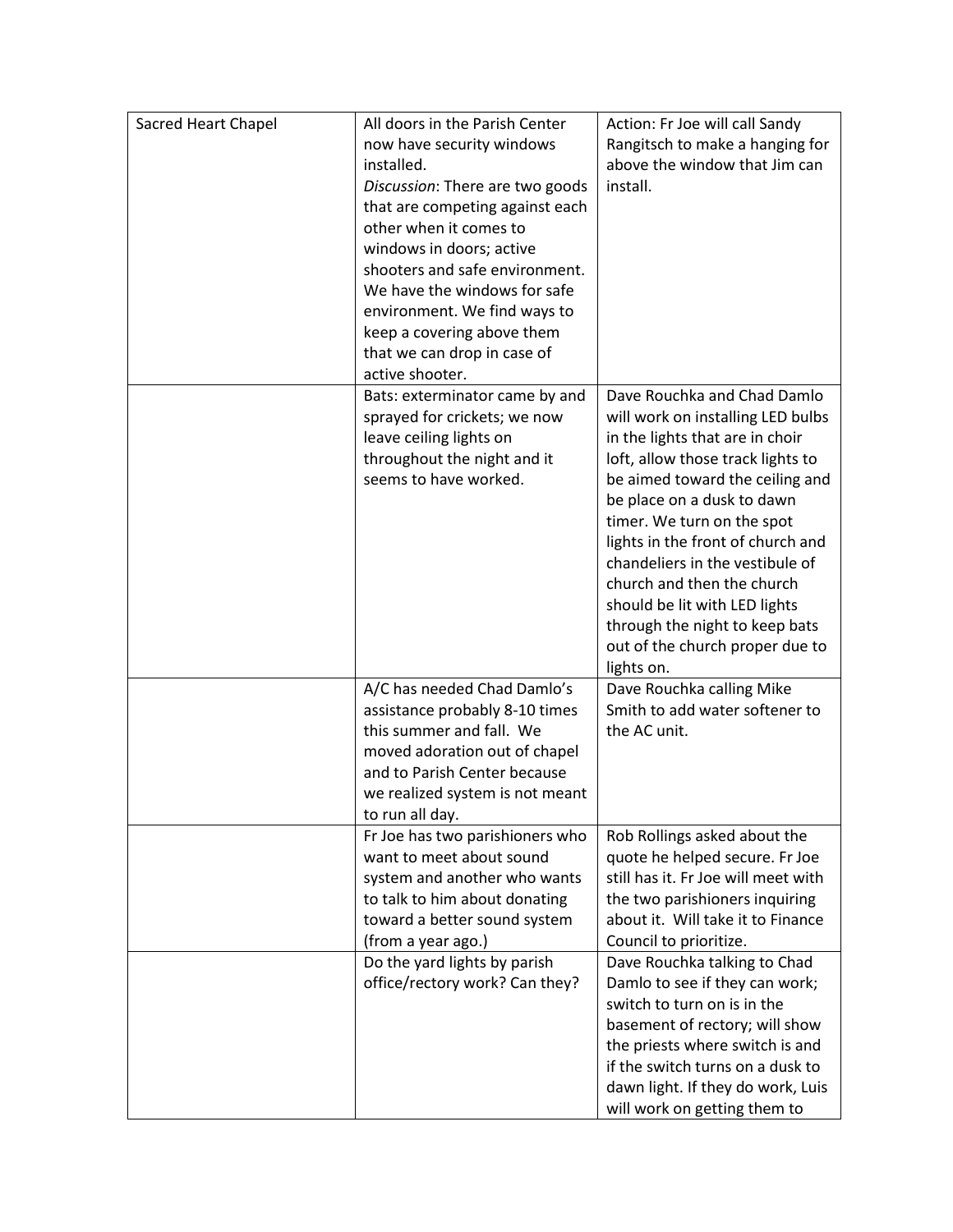| | | |
|---|---|---|
| Sacred Heart Chapel | All doors in the Parish Center now have security windows installed. *Discussion*: There are two goods that are competing against each other when it comes to windows in doors; active shooters and safe environment. We have the windows for safe environment. We find ways to keep a covering above them that we can drop in case of active shooter. | Action: Fr Joe will call Sandy Rangitsch to make a hanging for above the window that Jim can install. |
| | Bats: exterminator came by and sprayed for crickets; we now leave ceiling lights on throughout the night and it seems to have worked. | Dave Rouchka and Chad Damlo will work on installing LED bulbs in the lights that are in choir loft, allow those track lights to be aimed toward the ceiling and be place on a dusk to dawn timer. We turn on the spot lights in the front of church and chandeliers in the vestibule of church and then the church should be lit with LED lights through the night to keep bats out of the church proper due to lights on. |
| | A/C has needed Chad Damlo's assistance probably 8-10 times this summer and fall. We moved adoration out of chapel and to Parish Center because we realized system is not meant to run all day. | Dave Rouchka calling Mike Smith to add water softener to the AC unit. |
| | Fr Joe has two parishioners who want to meet about sound system and another who wants to talk to him about donating toward a better sound system (from a year ago.) | Rob Rollings asked about the quote he helped secure. Fr Joe still has it. Fr Joe will meet with the two parishioners inquiring about it. Will take it to Finance Council to prioritize. |
| | Do the yard lights by parish office/rectory work? Can they? | Dave Rouchka talking to Chad Damlo to see if they can work; switch to turn on is in the basement of rectory; will show the priests where switch is and if the switch turns on a dusk to dawn light. If they do work, Luis will work on getting them to |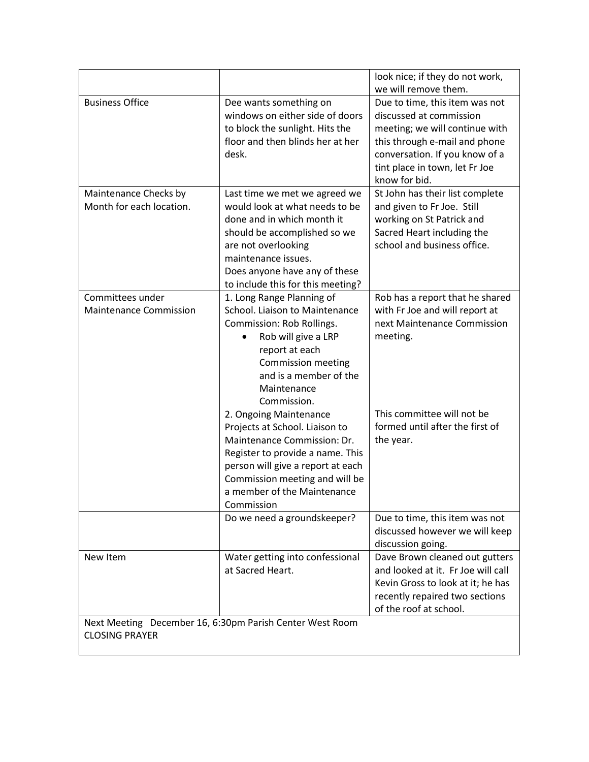| | | |
|---|---|---|
| | | look nice; if they do not work, we will remove them. |
| Business Office | Dee wants something on windows on either side of doors to block the sunlight. Hits the floor and then blinds her at her desk. | Due to time, this item was not discussed at commission meeting; we will continue with this through e-mail and phone conversation. If you know of a tint place in town, let Fr Joe know for bid. |
| Maintenance Checks by Month for each location. | Last time we met we agreed we would look at what needs to be done and in which month it should be accomplished so we are not overlooking maintenance issues.<br>Does anyone have any of these to include this for this meeting? | St John has their list complete and given to Fr Joe. Still working on St Patrick and Sacred Heart including the school and business office. |
| Committees under Maintenance Commission | 1. Long Range Planning of School. Liaison to Maintenance Commission: Rob Rollings.<br>• Rob will give a LRP report at each Commission meeting and is a member of the Maintenance Commission.<br>2. Ongoing Maintenance Projects at School. Liaison to Maintenance Commission: Dr. Register to provide a name. This person will give a report at each Commission meeting and will be a member of the Maintenance Commission | Rob has a report that he shared with Fr Joe and will report at next Maintenance Commission meeting.<br><br>This committee will not be formed until after the first of the year. |
| | Do we need a groundskeeper? | Due to time, this item was not discussed however we will keep discussion going. |
| New Item | Water getting into confessional at Sacred Heart. | Dave Brown cleaned out gutters and looked at it. Fr Joe will call Kevin Gross to look at it; he has recently repaired two sections of the roof at school. |
| Next Meeting December 16, 6:30pm Parish Center West Room<br>CLOSING PRAYER | | |